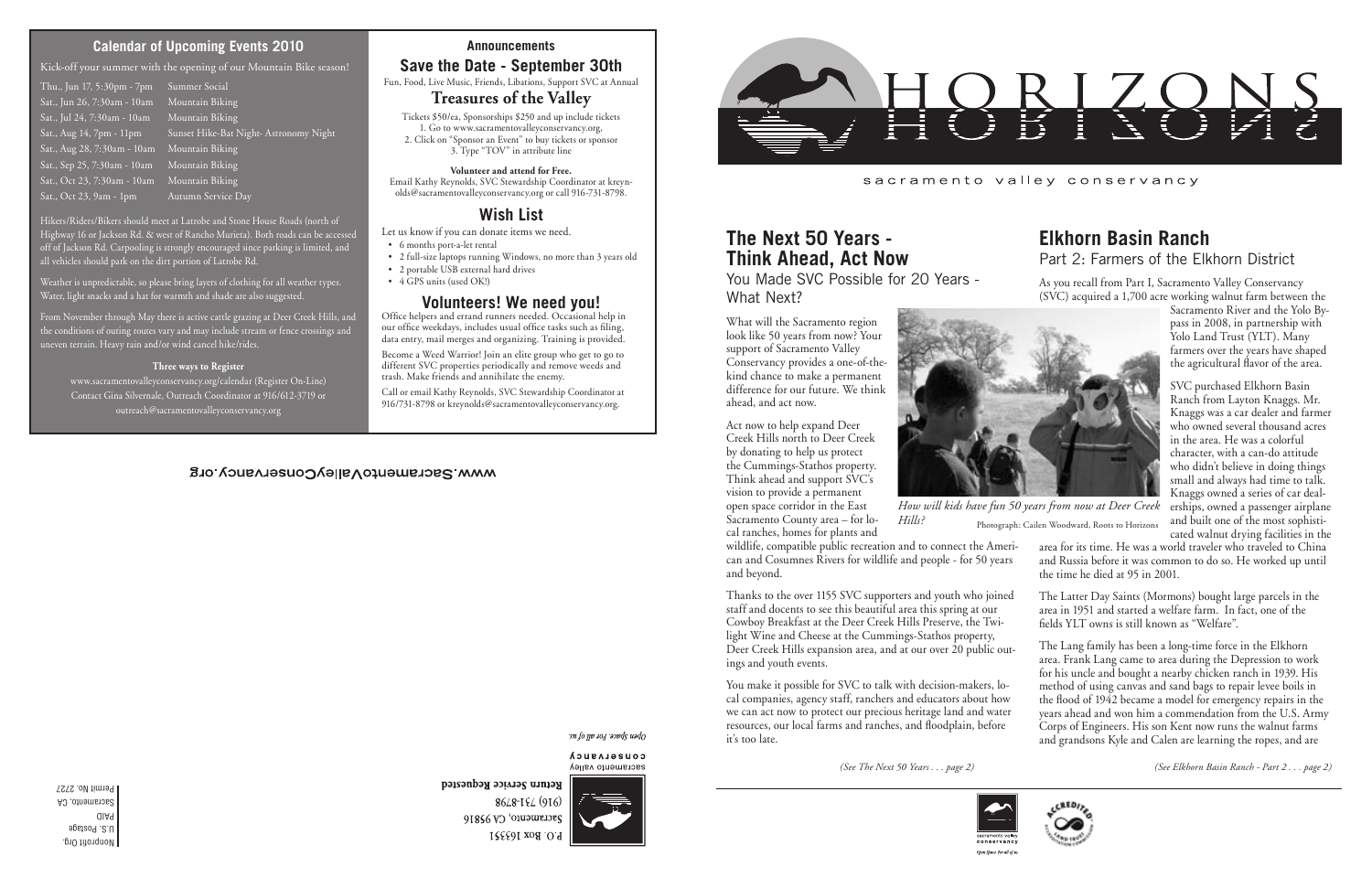## Calendar of Upcoming Events 2010

Kick-off your summer with the opening of our Mountain Bike season!

| | |
|---|---|
| Thu., Jun 17, 5:30pm - 7pm | Summer Social |
| Sat., Jun 26, 7:30am - 10am | Mountain Biking |
| Sat., Jul 24, 7:30am - 10am | Mountain Biking |
| Sat., Aug 14, 7pm - 11pm | Sunset Hike-Bat Night- Astronomy Night |
| Sat., Aug 28, 7:30am - 10am | Mountain Biking |
| Sat., Sep 25, 7:30am - 10am | Mountain Biking |
| Sat., Oct 23, 7:30am - 10am | Mountain Biking |
| Sat., Oct 23, 9am - 1pm | Autumn Service Day |

Hikers/Riders/Bikers should meet at Latrobe and Stone House Roads (north of Highway 16 or Jackson Rd. & west of Rancho Murieta). Both roads can be accessed off of Jackson Rd. Carpooling is strongly encouraged since parking is limited, and all vehicles should park on the dirt portion of Latrobe Rd.

Weather is unpredictable, so please bring layers of clothing for all weather types. Water, light snacks and a hat for warmth and shade are also suggested.

From November through May there is active cattle grazing at Deer Creek Hills, and the conditions of outing routes vary and may include stream or fence crossings and uneven terrain. Heavy rain and/or wind cancel hike/rides.

**Three ways to Register**

www.sacramentovalleyconservancy.org/calendar (Register On-Line)
Contact Gina Silvernale, Outreach Coordinator at 916/612-3719 or outreach@sacramentovalleyconservancy.org

## Announcements

### Save the Date - September 30th

Fun, Food, Live Music, Friends, Libations, Support SVC at Annual

### Treasures of the Valley

Tickets $50/ea, Sponsorships $250 and up include tickets
1. Go to www.sacramentovalleyconservancy.org,
2. Click on "Sponsor an Event" to buy tickets or sponsor
3. Type "TOV" in attribute line

**Volunteer and attend for Free.**
Email Kathy Reynolds, SVC Stewardship Coordinator at kreynolds@sacramentovalleyconservancy.org or call 916-731-8798.

### Wish List

Let us know if you can donate items we need.

- 6 months port-a-let rental
- 2 full-size laptops running Windows, no more than 3 years old
- 2 portable USB external hard drives
- 4 GPS units (used OK!)

### Volunteers! We need you!

Office helpers and errand runners needed. Occasional help in our office weekdays, includes usual office tasks such as filing, data entry, mail merges and organizing. Training is provided.

Become a Weed Warrior! Join an elite group who get to go to different SVC properties periodically and remove weeds and trash. Make friends and annihilate the enemy.

Call or email Kathy Reynolds, SVC Stewardship Coordinator at 916/731-8798 or kreynolds@sacramentovalleyconservancy.org.

www.SacramentoValleyConservancy.org

P.O. Box 163351
Sacramento, CA 95816
(916) 731-8798
**Return Service Requested**

sacramento valley conservancy
*Open Space. For all of us.*

Nonprofit Org.
U.S. Postage
PAID
Sacramento, CA
Permit No. 2727

# HORIZONS

sacramento valley conservancy

## The Next 50 Years - Think Ahead, Act Now

You Made SVC Possible for 20 Years - What Next?

What will the Sacramento region look like 50 years from now? Your support of Sacramento Valley Conservancy provides a one-of-the-kind chance to make a permanent difference for our future. We think ahead, and act now.

Act now to help expand Deer Creek Hills north to Deer Creek by donating to help us protect the Cummings-Stathos property. Think ahead and support SVC's vision to provide a permanent open space corridor in the East Sacramento County area – for local ranches, homes for plants and wildlife, compatible public recreation and to connect the American and Cosumnes Rivers for wildlife and people - for 50 years and beyond.

*How will kids have fun 50 years from now at Deer Creek Hills?* Photograph: Cailen Woodward, Roots to Horizons

Thanks to the over 1155 SVC supporters and youth who joined staff and docents to see this beautiful area this spring at our Cowboy Breakfast at the Deer Creek Hills Preserve, the Twilight Wine and Cheese at the Cummings-Stathos property, Deer Creek Hills expansion area, and at our over 20 public outings and youth events.

You make it possible for SVC to talk with decision-makers, local companies, agency staff, ranchers and educators about how we can act now to protect our precious heritage land and water resources, our local farms and ranches, and floodplain, before it's too late.

*(See The Next 50 Years . . . page 2)*

## Elkhorn Basin Ranch

Part 2: Farmers of the Elkhorn District

As you recall from Part I, Sacramento Valley Conservancy (SVC) acquired a 1,700 acre working walnut farm between the Sacramento River and the Yolo Bypass in 2008, in partnership with Yolo Land Trust (YLT). Many farmers over the years have shaped the agricultural flavor of the area.

SVC purchased Elkhorn Basin Ranch from Layton Knaggs. Mr. Knaggs was a car dealer and farmer who owned several thousand acres in the area. He was a colorful character, with a can-do attitude who didn't believe in doing things small and always had time to talk. Knaggs owned a series of car dealerships, owned a passenger airplane and built one of the most sophisticated walnut drying facilities in the area for its time. He was a world traveler who traveled to China and Russia before it was common to do so. He worked up until the time he died at 95 in 2001.

The Latter Day Saints (Mormons) bought large parcels in the area in 1951 and started a welfare farm. In fact, one of the fields YLT owns is still known as "Welfare".

The Lang family has been a long-time force in the Elkhorn area. Frank Lang came to area during the Depression to work for his uncle and bought a nearby chicken ranch in 1939. His method of using canvas and sand bags to repair levee boils in the flood of 1942 became a model for emergency repairs in the years ahead and won him a commendation from the U.S. Army Corps of Engineers. His son Kent now runs the walnut farms and grandsons Kyle and Calen are learning the ropes, and are

*(See Elkhorn Basin Ranch - Part 2 . . . page 2)*

sacramento valley conservancy
*Open Space. For all of us.*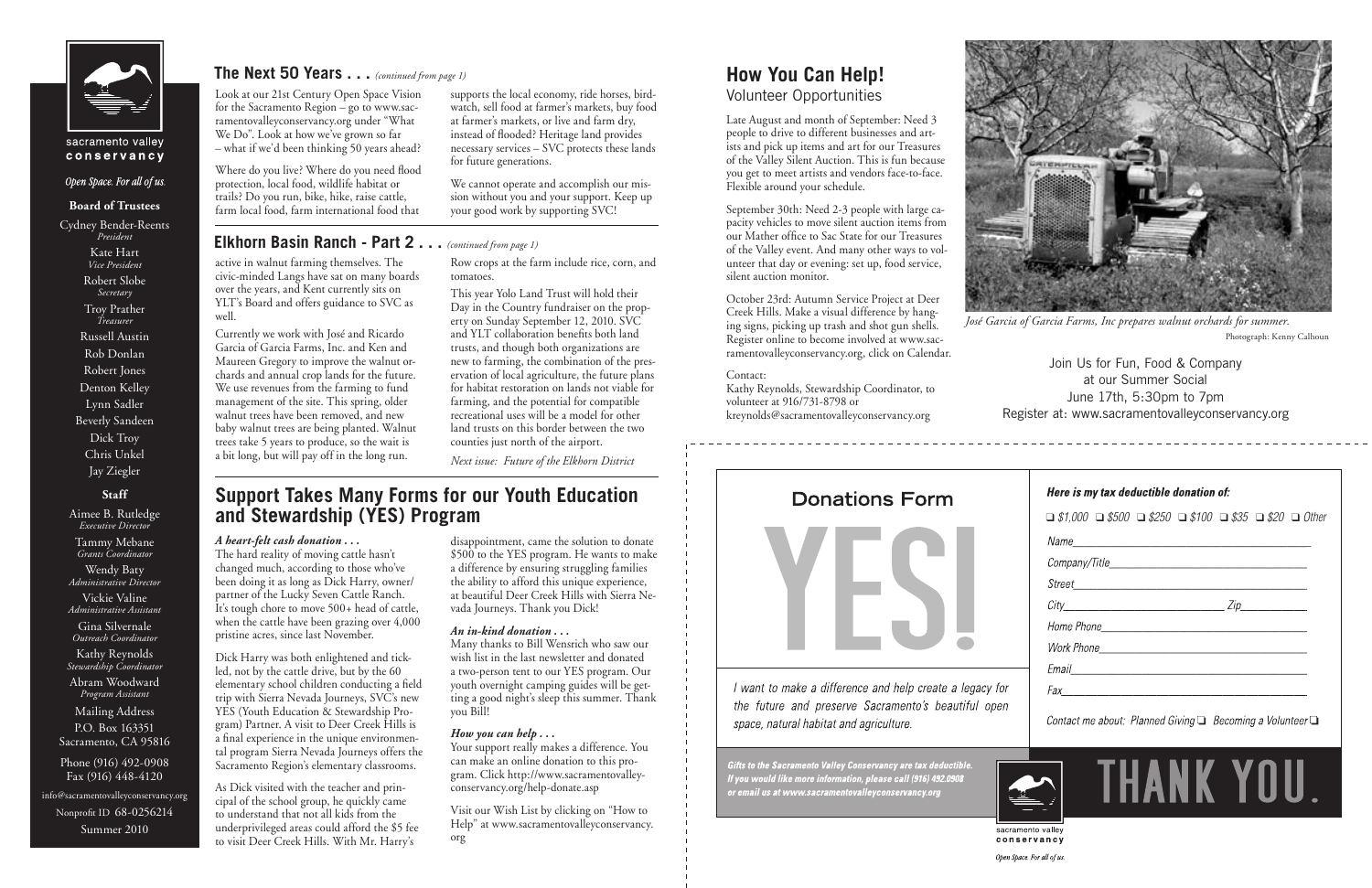sacramento valley
conservancy

*Open Space. For all of us.*

**Board of Trustees**

Cydney Bender-Reents
*President*

Kate Hart
*Vice President*

Robert Slobe
*Secretary*

Troy Prather
*Treasurer*

Russell Austin

Rob Donlan

Robert Jones

Denton Kelley

Lynn Sadler

Beverly Sandeen

Dick Troy

Chris Unkel

Jay Ziegler

**Staff**

Aimee B. Rutledge
*Executive Director*

Tammy Mebane
*Grants Coordinator*

Wendy Baty
*Administrative Director*

Vickie Valine
*Administrative Assistant*

Gina Silvernale
*Outreach Coordinator*

Kathy Reynolds
*Stewardship Coordinator*

Abram Woodward
*Program Assistant*

Mailing Address
P.O. Box 163351
Sacramento, CA 95816

Phone (916) 492-0908
Fax (916) 448-4120

info@sacramentovalleyconservancy.org

Nonprofit ID 68-0256214

Summer 2010

## The Next 50 Years . . . *(continued from page 1)*

Look at our 21st Century Open Space Vision for the Sacramento Region – go to www.sacramentovalleyconservancy.org under "What We Do". Look at how we've grown so far – what if we'd been thinking 50 years ahead?

Where do you live? Where do you need flood protection, local food, wildlife habitat or trails? Do you run, bike, hike, raise cattle, farm local food, farm international food that supports the local economy, ride horses, birdwatch, sell food at farmer's markets, buy food at farmer's markets, or live and farm dry, instead of flooded? Heritage land provides necessary services – SVC protects these lands for future generations.

We cannot operate and accomplish our mission without you and your support. Keep up your good work by supporting SVC!

## Elkhorn Basin Ranch - Part 2 . . . *(continued from page 1)*

active in walnut farming themselves. The civic-minded Langs have sat on many boards over the years, and Kent currently sits on YLT's Board and offers guidance to SVC as well.

Currently we work with José and Ricardo Garcia of Garcia Farms, Inc. and Ken and Maureen Gregory to improve the walnut orchards and annual crop lands for the future. We use revenues from the farming to fund management of the site. This spring, older walnut trees have been removed, and new baby walnut trees are being planted. Walnut trees take 5 years to produce, so the wait is a bit long, but will pay off in the long run.

Row crops at the farm include rice, corn, and tomatoes.

This year Yolo Land Trust will hold their Day in the Country fundraiser on the property on Sunday September 12, 2010. SVC and YLT collaboration benefits both land trusts, and though both organizations are new to farming, the combination of the preservation of local agriculture, the future plans for habitat restoration on lands not viable for farming, and the potential for compatible recreational uses will be a model for other land trusts on this border between the two counties just north of the airport.

*Next issue: Future of the Elkhorn District*

## Support Takes Many Forms for our Youth Education and Stewardship (YES) Program

***A heart-felt cash donation . . .***

The hard reality of moving cattle hasn't changed much, according to those who've been doing it as long as Dick Harry, owner/partner of the Lucky Seven Cattle Ranch. It's tough chore to move 500+ head of cattle, when the cattle have been grazing over 4,000 pristine acres, since last November.

Dick Harry was both enlightened and tickled, not by the cattle drive, but by the 60 elementary school children conducting a field trip with Sierra Nevada Journeys, SVC's new YES (Youth Education & Stewardship Program) Partner. A visit to Deer Creek Hills is a final experience in the unique environmental program Sierra Nevada Journeys offers the Sacramento Region's elementary classrooms.

As Dick visited with the teacher and principal of the school group, he quickly came to understand that not all kids from the underprivileged areas could afford the $5 fee to visit Deer Creek Hills. With Mr. Harry's disappointment, came the solution to donate $500 to the YES program. He wants to make a difference by ensuring struggling families the ability to afford this unique experience, at beautiful Deer Creek Hills with Sierra Nevada Journeys. Thank you Dick!

***An in-kind donation . . .***

Many thanks to Bill Wensrich who saw our wish list in the last newsletter and donated a two-person tent to our YES program. Our youth overnight camping guides will be getting a good night's sleep this summer. Thank you Bill!

***How you can help . . .***

Your support really makes a difference. You can make an online donation to this program. Click http://www.sacramentovalleyconservancy.org/help-donate.asp

Visit our Wish List by clicking on "How to Help" at www.sacramentovalleyconservancy.org

## How You Can Help!

### Volunteer Opportunities

Late August and month of September: Need 3 people to drive to different businesses and artists and pick up items and art for our Treasures of the Valley Silent Auction. This is fun because you get to meet artists and vendors face-to-face. Flexible around your schedule.

September 30th: Need 2-3 people with large capacity vehicles to move silent auction items from our Mather office to Sac State for our Treasures of the Valley event. And many other ways to volunteer that day or evening: set up, food service, silent auction monitor.

October 23rd: Autumn Service Project at Deer Creek Hills. Make a visual difference by hanging signs, picking up trash and shot gun shells. Register online to become involved at www.sacramentovalleyconservancy.org, click on Calendar.

Contact:
Kathy Reynolds, Stewardship Coordinator, to volunteer at 916/731-8798 or kreynolds@sacramentovalleyconservancy.org

*José Garcia of Garcia Farms, Inc prepares walnut orchards for summer.*
Photograph: Kenny Calhoun

Join Us for Fun, Food & Company
at our Summer Social
June 17th, 5:30pm to 7pm
Register at: www.sacramentovalleyconservancy.org

## Donations Form

# YES!

*I want to make a difference and help create a legacy for the future and preserve Sacramento's beautiful open space, natural habitat and agriculture.*

***Gifts to the Sacramento Valley Conservancy are tax deductible. If you would like more information, please call (916) 492.0908 or email us at www.sacramentovalleyconservancy.org***

***Here is my tax deductible donation of:***

❑ $1,000 ❑ $500 ❑ $250 ❑ $100 ❑ $35 ❑ $20 ❑ Other

Name_______________________________

Company/Title_______________________________

Street_______________________________

City_____________________ Zip__________

Home Phone_______________________________

Work Phone_______________________________

Email_______________________________

Fax_______________________________

Contact me about: Planned Giving ❑ Becoming a Volunteer ❑

# THANK YOU.

sacramento valley
conservancy

*Open Space. For all of us.*